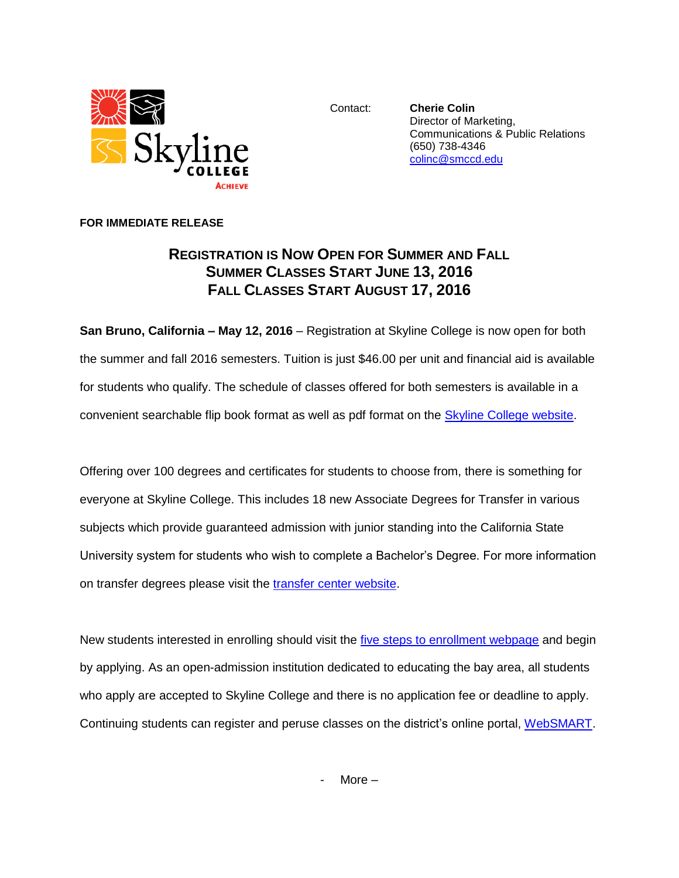Skyline College
Achieve

Contact: **Cherie Colin**
Director of Marketing,
Communications & Public Relations
(650) 738-4346
colinc@smccd.edu

**FOR IMMEDIATE RELEASE**

## Registration is Now Open for Summer and Fall
## Summer Classes Start June 13, 2016
## Fall Classes Start August 17, 2016

**San Bruno, California – May 12, 2016** – Registration at Skyline College is now open for both the summer and fall 2016 semesters. Tuition is just $46.00 per unit and financial aid is available for students who qualify. The schedule of classes offered for both semesters is available in a convenient searchable flip book format as well as pdf format on the Skyline College website.

Offering over 100 degrees and certificates for students to choose from, there is something for everyone at Skyline College. This includes 18 new Associate Degrees for Transfer in various subjects which provide guaranteed admission with junior standing into the California State University system for students who wish to complete a Bachelor's Degree. For more information on transfer degrees please visit the transfer center website.

New students interested in enrolling should visit the five steps to enrollment webpage and begin by applying. As an open-admission institution dedicated to educating the bay area, all students who apply are accepted to Skyline College and there is no application fee or deadline to apply. Continuing students can register and peruse classes on the district's online portal, WebSMART.

- More –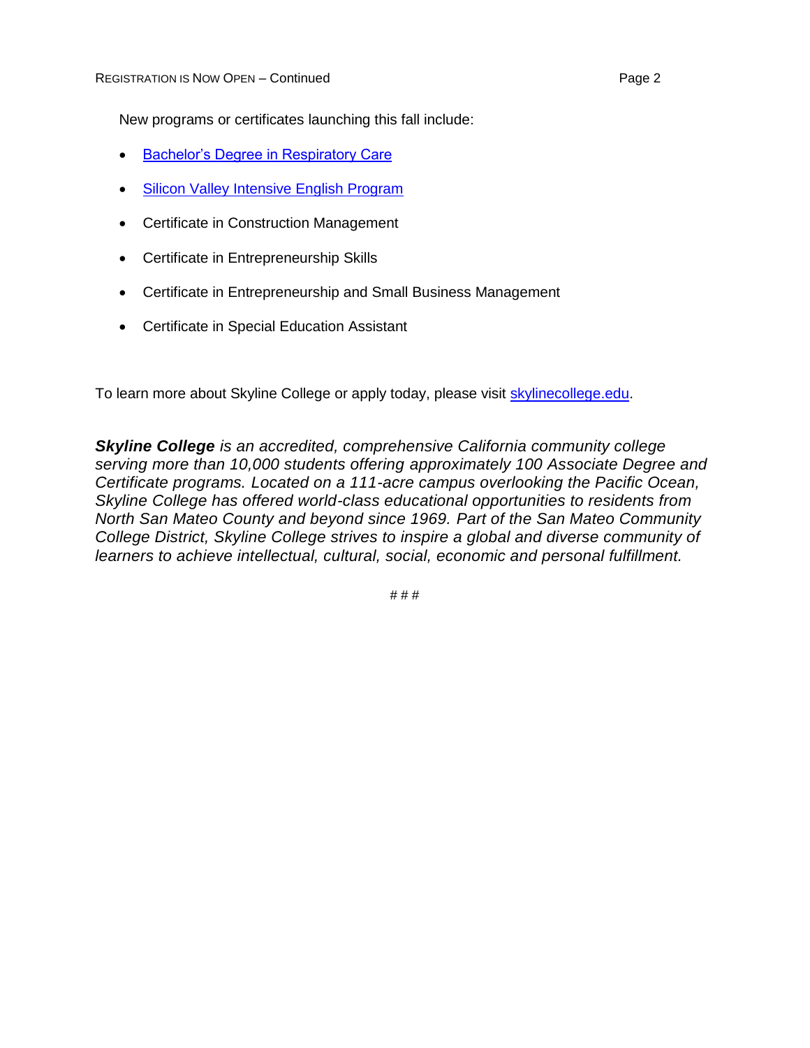New programs or certificates launching this fall include:

- Bachelor's Degree in Respiratory Care
- Silicon Valley Intensive English Program
- Certificate in Construction Management
- Certificate in Entrepreneurship Skills
- Certificate in Entrepreneurship and Small Business Management
- Certificate in Special Education Assistant

To learn more about Skyline College or apply today, please visit skylinecollege.edu.

***Skyline College** is an accredited, comprehensive California community college serving more than 10,000 students offering approximately 100 Associate Degree and Certificate programs. Located on a 111-acre campus overlooking the Pacific Ocean, Skyline College has offered world-class educational opportunities to residents from North San Mateo County and beyond since 1969. Part of the San Mateo Community College District, Skyline College strives to inspire a global and diverse community of learners to achieve intellectual, cultural, social, economic and personal fulfillment.*

# # #